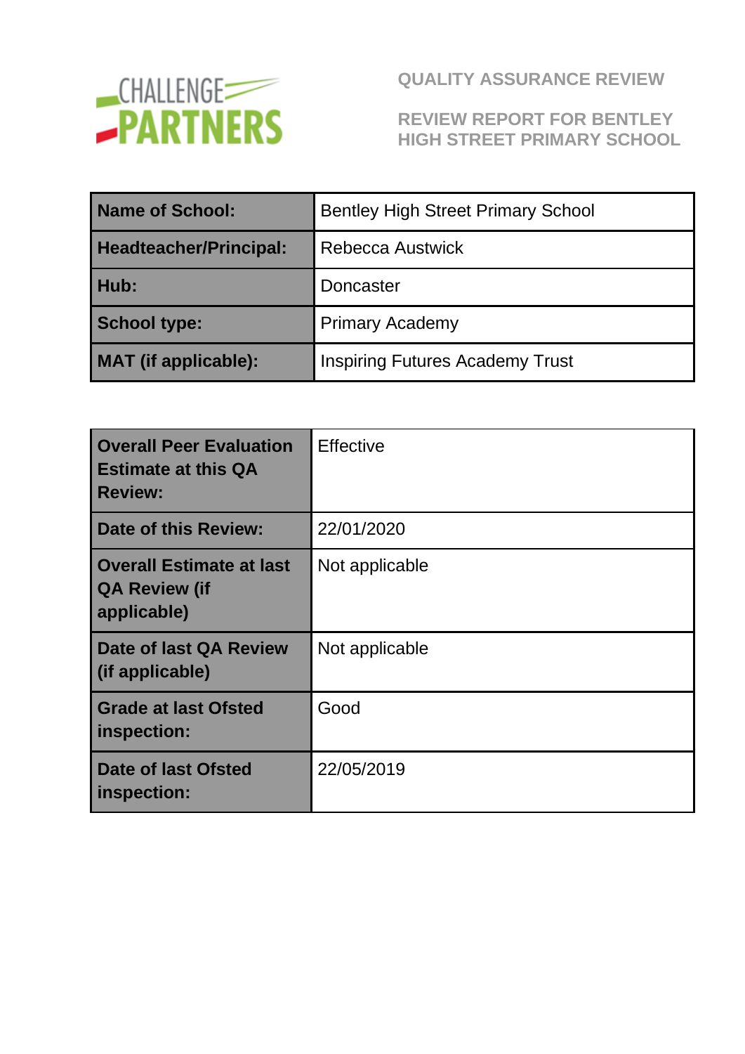CHALLENGE PARTNERS

# QUALITY ASSURANCE REVIEW

## REVIEW REPORT FOR BENTLEY HIGH STREET PRIMARY SCHOOL

| Name of School: | Bentley High Street Primary School |
|---|---|
| Headteacher/Principal: | Rebecca Austwick |
| Hub: | Doncaster |
| School type: | Primary Academy |
| MAT (if applicable): | Inspiring Futures Academy Trust |

| Overall Peer Evaluation Estimate at this QA Review: | Effective |
|---|---|
| Date of this Review: | 22/01/2020 |
| Overall Estimate at last QA Review (if applicable) | Not applicable |
| Date of last QA Review (if applicable) | Not applicable |
| Grade at last Ofsted inspection: | Good |
| Date of last Ofsted inspection: | 22/05/2019 |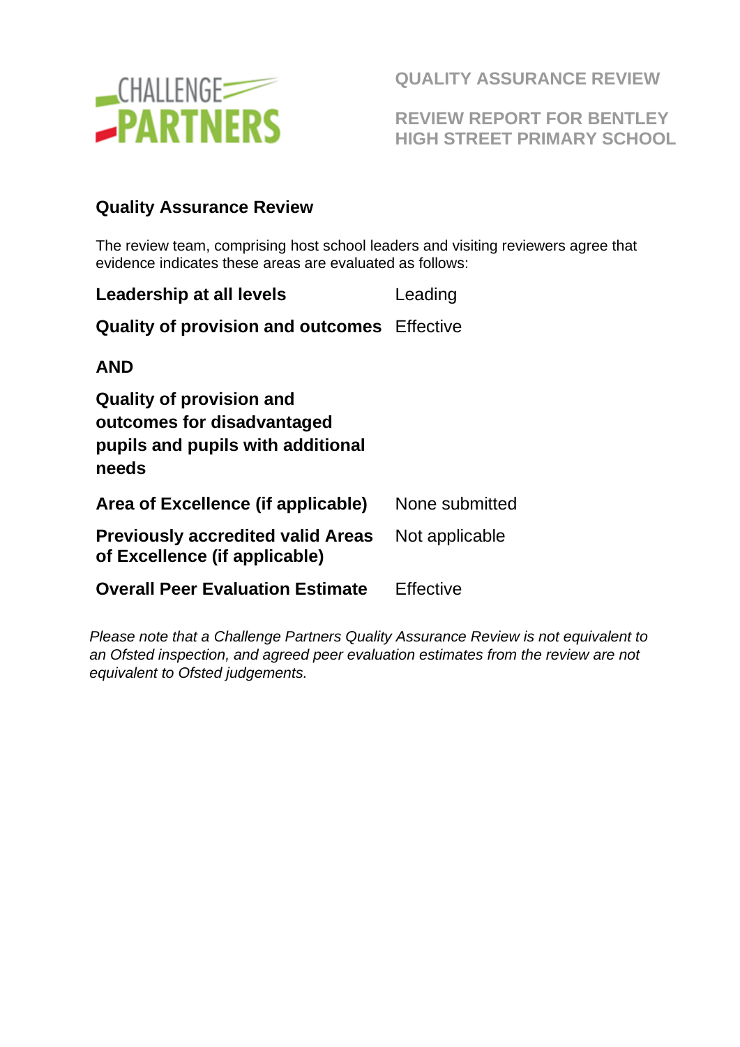QUALITY ASSURANCE REVIEW

REVIEW REPORT FOR BENTLEY HIGH STREET PRIMARY SCHOOL

## Quality Assurance Review

The review team, comprising host school leaders and visiting reviewers agree that evidence indicates these areas are evaluated as follows:

| | |
|---|---|
| **Leadership at all levels** | Leading |
| **Quality of provision and outcomes** | Effective |
| **AND** | |
| **Quality of provision and outcomes for disadvantaged pupils and pupils with additional needs** | |
| **Area of Excellence (if applicable)** | None submitted |
| **Previously accredited valid Areas of Excellence (if applicable)** | Not applicable |
| **Overall Peer Evaluation Estimate** | Effective |

*Please note that a Challenge Partners Quality Assurance Review is not equivalent to an Ofsted inspection, and agreed peer evaluation estimates from the review are not equivalent to Ofsted judgements.*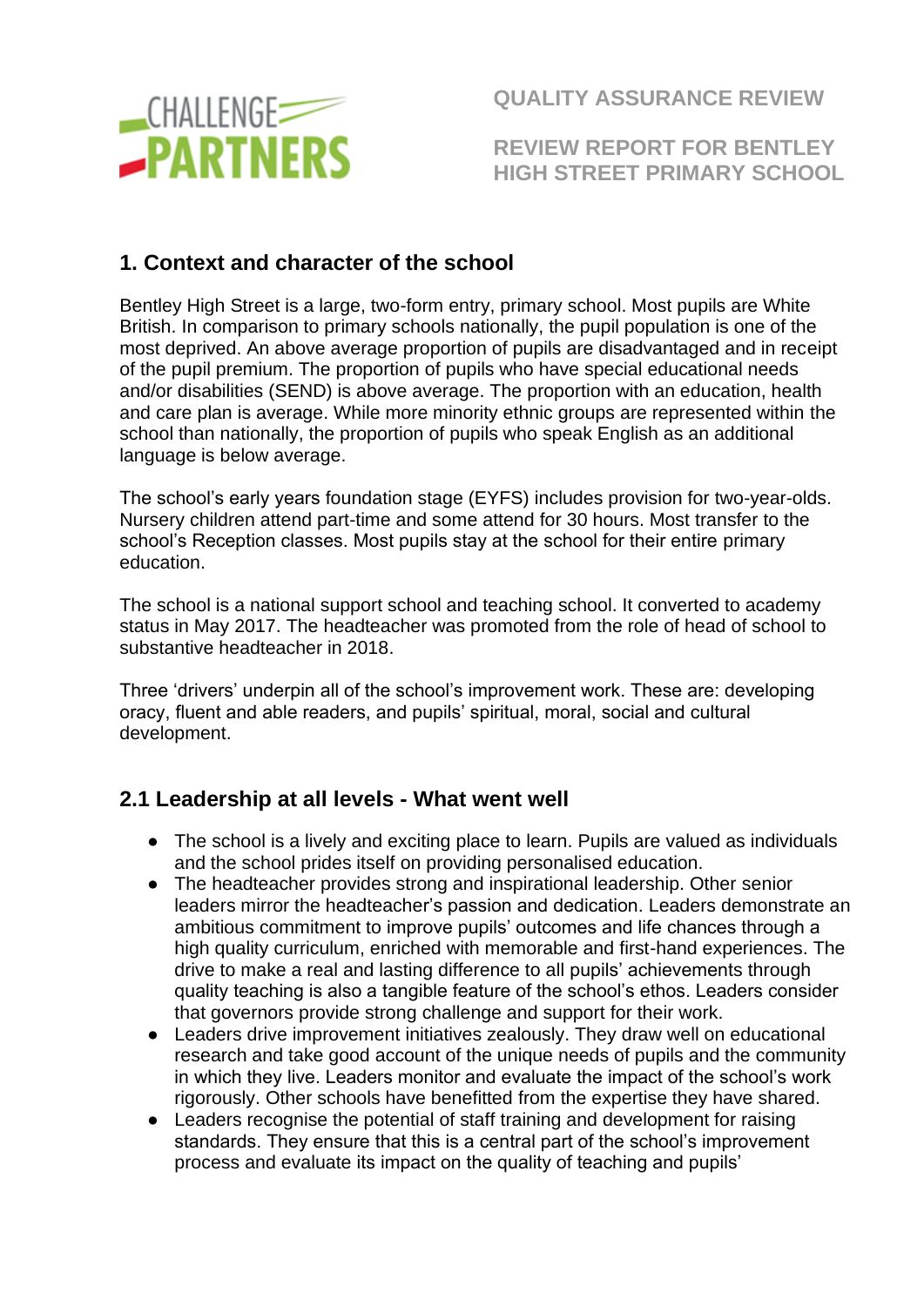QUALITY ASSURANCE REVIEW

REVIEW REPORT FOR BENTLEY HIGH STREET PRIMARY SCHOOL

## 1. Context and character of the school

Bentley High Street is a large, two-form entry, primary school. Most pupils are White British. In comparison to primary schools nationally, the pupil population is one of the most deprived. An above average proportion of pupils are disadvantaged and in receipt of the pupil premium. The proportion of pupils who have special educational needs and/or disabilities (SEND) is above average. The proportion with an education, health and care plan is average. While more minority ethnic groups are represented within the school than nationally, the proportion of pupils who speak English as an additional language is below average.

The school's early years foundation stage (EYFS) includes provision for two-year-olds. Nursery children attend part-time and some attend for 30 hours. Most transfer to the school's Reception classes. Most pupils stay at the school for their entire primary education.

The school is a national support school and teaching school. It converted to academy status in May 2017. The headteacher was promoted from the role of head of school to substantive headteacher in 2018.

Three 'drivers' underpin all of the school's improvement work. These are: developing oracy, fluent and able readers, and pupils' spiritual, moral, social and cultural development.

## 2.1 Leadership at all levels - What went well

- The school is a lively and exciting place to learn. Pupils are valued as individuals and the school prides itself on providing personalised education.
- The headteacher provides strong and inspirational leadership. Other senior leaders mirror the headteacher's passion and dedication. Leaders demonstrate an ambitious commitment to improve pupils' outcomes and life chances through a high quality curriculum, enriched with memorable and first-hand experiences. The drive to make a real and lasting difference to all pupils' achievements through quality teaching is also a tangible feature of the school's ethos. Leaders consider that governors provide strong challenge and support for their work.
- Leaders drive improvement initiatives zealously. They draw well on educational research and take good account of the unique needs of pupils and the community in which they live. Leaders monitor and evaluate the impact of the school's work rigorously. Other schools have benefitted from the expertise they have shared.
- Leaders recognise the potential of staff training and development for raising standards. They ensure that this is a central part of the school's improvement process and evaluate its impact on the quality of teaching and pupils'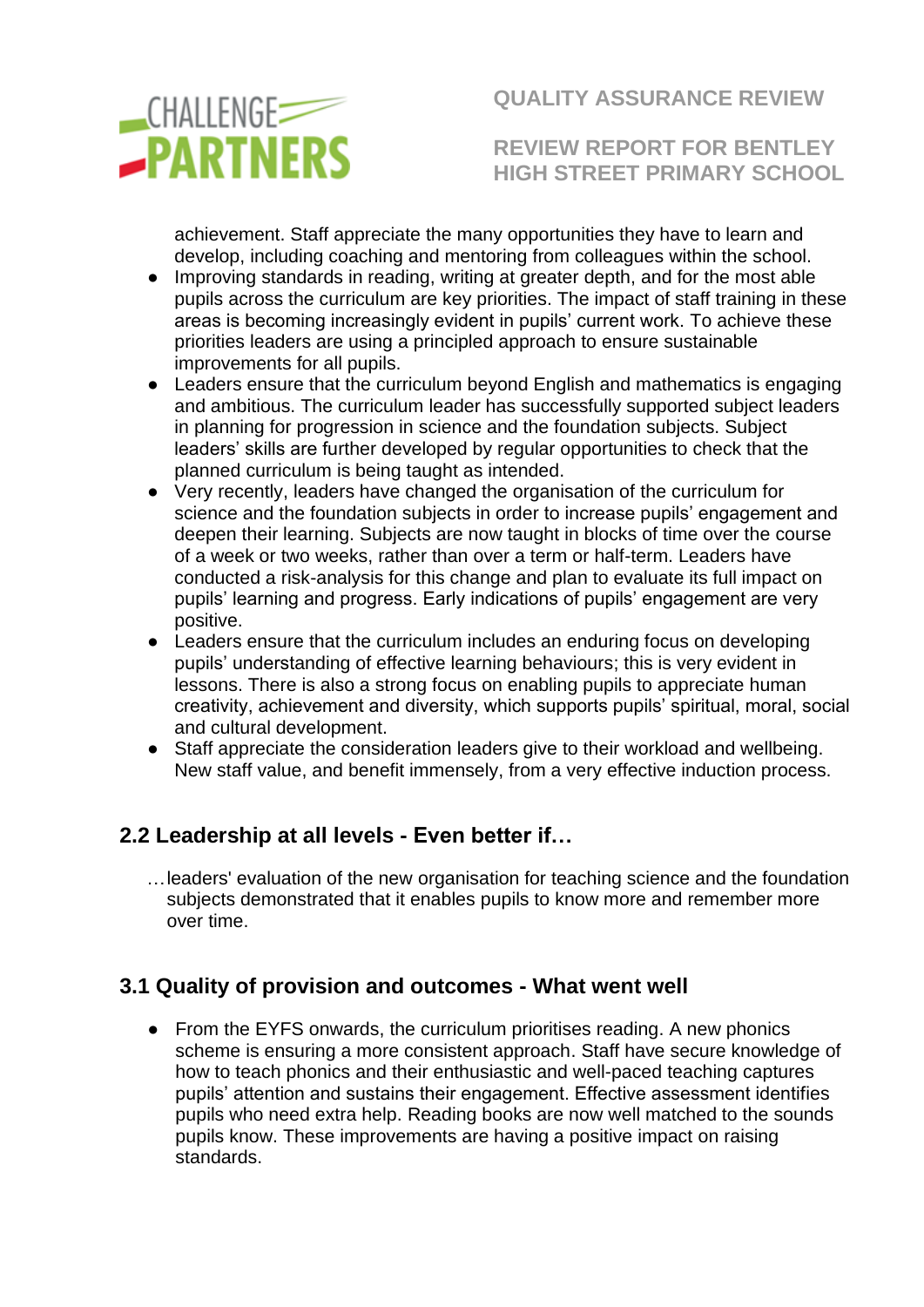achievement. Staff appreciate the many opportunities they have to learn and develop, including coaching and mentoring from colleagues within the school.

- Improving standards in reading, writing at greater depth, and for the most able pupils across the curriculum are key priorities. The impact of staff training in these areas is becoming increasingly evident in pupils' current work. To achieve these priorities leaders are using a principled approach to ensure sustainable improvements for all pupils.
- Leaders ensure that the curriculum beyond English and mathematics is engaging and ambitious. The curriculum leader has successfully supported subject leaders in planning for progression in science and the foundation subjects. Subject leaders' skills are further developed by regular opportunities to check that the planned curriculum is being taught as intended.
- Very recently, leaders have changed the organisation of the curriculum for science and the foundation subjects in order to increase pupils' engagement and deepen their learning. Subjects are now taught in blocks of time over the course of a week or two weeks, rather than over a term or half-term. Leaders have conducted a risk-analysis for this change and plan to evaluate its full impact on pupils' learning and progress. Early indications of pupils' engagement are very positive.
- Leaders ensure that the curriculum includes an enduring focus on developing pupils' understanding of effective learning behaviours; this is very evident in lessons. There is also a strong focus on enabling pupils to appreciate human creativity, achievement and diversity, which supports pupils' spiritual, moral, social and cultural development.
- Staff appreciate the consideration leaders give to their workload and wellbeing. New staff value, and benefit immensely, from a very effective induction process.

## 2.2 Leadership at all levels - Even better if…

…leaders' evaluation of the new organisation for teaching science and the foundation subjects demonstrated that it enables pupils to know more and remember more over time.

## 3.1 Quality of provision and outcomes - What went well

- From the EYFS onwards, the curriculum prioritises reading. A new phonics scheme is ensuring a more consistent approach. Staff have secure knowledge of how to teach phonics and their enthusiastic and well-paced teaching captures pupils' attention and sustains their engagement. Effective assessment identifies pupils who need extra help. Reading books are now well matched to the sounds pupils know. These improvements are having a positive impact on raising standards.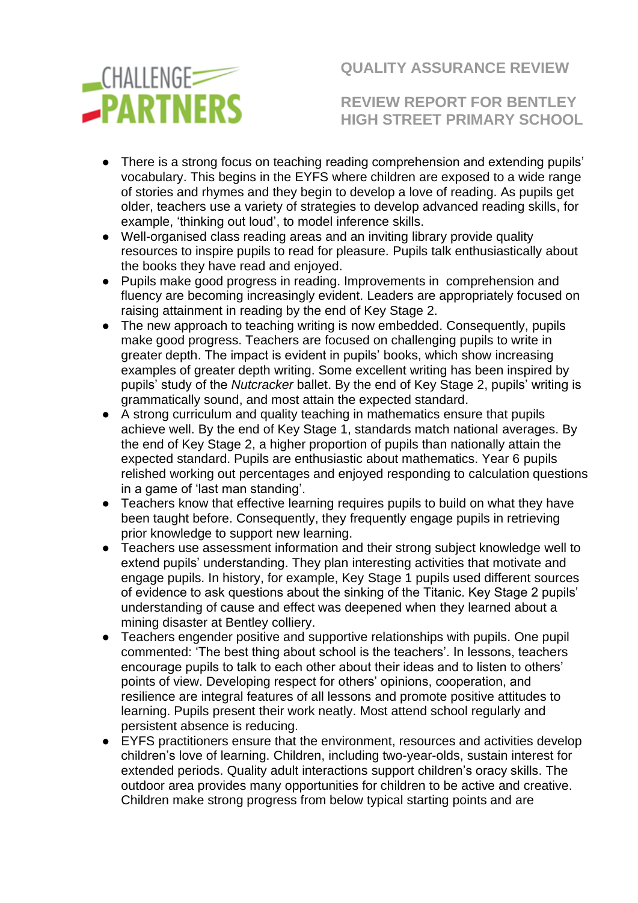- There is a strong focus on teaching reading comprehension and extending pupils' vocabulary. This begins in the EYFS where children are exposed to a wide range of stories and rhymes and they begin to develop a love of reading. As pupils get older, teachers use a variety of strategies to develop advanced reading skills, for example, 'thinking out loud', to model inference skills.
- Well-organised class reading areas and an inviting library provide quality resources to inspire pupils to read for pleasure. Pupils talk enthusiastically about the books they have read and enjoyed.
- Pupils make good progress in reading. Improvements in comprehension and fluency are becoming increasingly evident. Leaders are appropriately focused on raising attainment in reading by the end of Key Stage 2.
- The new approach to teaching writing is now embedded. Consequently, pupils make good progress. Teachers are focused on challenging pupils to write in greater depth. The impact is evident in pupils' books, which show increasing examples of greater depth writing. Some excellent writing has been inspired by pupils' study of the *Nutcracker* ballet. By the end of Key Stage 2, pupils' writing is grammatically sound, and most attain the expected standard.
- A strong curriculum and quality teaching in mathematics ensure that pupils achieve well. By the end of Key Stage 1, standards match national averages. By the end of Key Stage 2, a higher proportion of pupils than nationally attain the expected standard. Pupils are enthusiastic about mathematics. Year 6 pupils relished working out percentages and enjoyed responding to calculation questions in a game of 'last man standing'.
- Teachers know that effective learning requires pupils to build on what they have been taught before. Consequently, they frequently engage pupils in retrieving prior knowledge to support new learning.
- Teachers use assessment information and their strong subject knowledge well to extend pupils' understanding. They plan interesting activities that motivate and engage pupils. In history, for example, Key Stage 1 pupils used different sources of evidence to ask questions about the sinking of the Titanic. Key Stage 2 pupils' understanding of cause and effect was deepened when they learned about a mining disaster at Bentley colliery.
- Teachers engender positive and supportive relationships with pupils. One pupil commented: 'The best thing about school is the teachers'. In lessons, teachers encourage pupils to talk to each other about their ideas and to listen to others' points of view. Developing respect for others' opinions, cooperation, and resilience are integral features of all lessons and promote positive attitudes to learning. Pupils present their work neatly. Most attend school regularly and persistent absence is reducing.
- EYFS practitioners ensure that the environment, resources and activities develop children's love of learning. Children, including two-year-olds, sustain interest for extended periods. Quality adult interactions support children's oracy skills. The outdoor area provides many opportunities for children to be active and creative. Children make strong progress from below typical starting points and are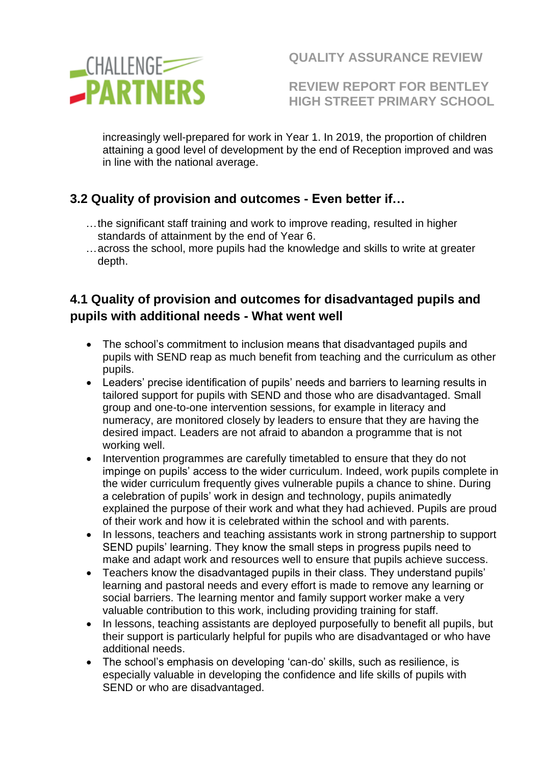increasingly well-prepared for work in Year 1. In 2019, the proportion of children attaining a good level of development by the end of Reception improved and was in line with the national average.

## 3.2 Quality of provision and outcomes - Even better if…

…the significant staff training and work to improve reading, resulted in higher standards of attainment by the end of Year 6.

…across the school, more pupils had the knowledge and skills to write at greater depth.

## 4.1 Quality of provision and outcomes for disadvantaged pupils and pupils with additional needs - What went well

- The school's commitment to inclusion means that disadvantaged pupils and pupils with SEND reap as much benefit from teaching and the curriculum as other pupils.
- Leaders' precise identification of pupils' needs and barriers to learning results in tailored support for pupils with SEND and those who are disadvantaged. Small group and one-to-one intervention sessions, for example in literacy and numeracy, are monitored closely by leaders to ensure that they are having the desired impact. Leaders are not afraid to abandon a programme that is not working well.
- Intervention programmes are carefully timetabled to ensure that they do not impinge on pupils' access to the wider curriculum. Indeed, work pupils complete in the wider curriculum frequently gives vulnerable pupils a chance to shine. During a celebration of pupils' work in design and technology, pupils animatedly explained the purpose of their work and what they had achieved. Pupils are proud of their work and how it is celebrated within the school and with parents.
- In lessons, teachers and teaching assistants work in strong partnership to support SEND pupils' learning. They know the small steps in progress pupils need to make and adapt work and resources well to ensure that pupils achieve success.
- Teachers know the disadvantaged pupils in their class. They understand pupils' learning and pastoral needs and every effort is made to remove any learning or social barriers. The learning mentor and family support worker make a very valuable contribution to this work, including providing training for staff.
- In lessons, teaching assistants are deployed purposefully to benefit all pupils, but their support is particularly helpful for pupils who are disadvantaged or who have additional needs.
- The school's emphasis on developing 'can-do' skills, such as resilience, is especially valuable in developing the confidence and life skills of pupils with SEND or who are disadvantaged.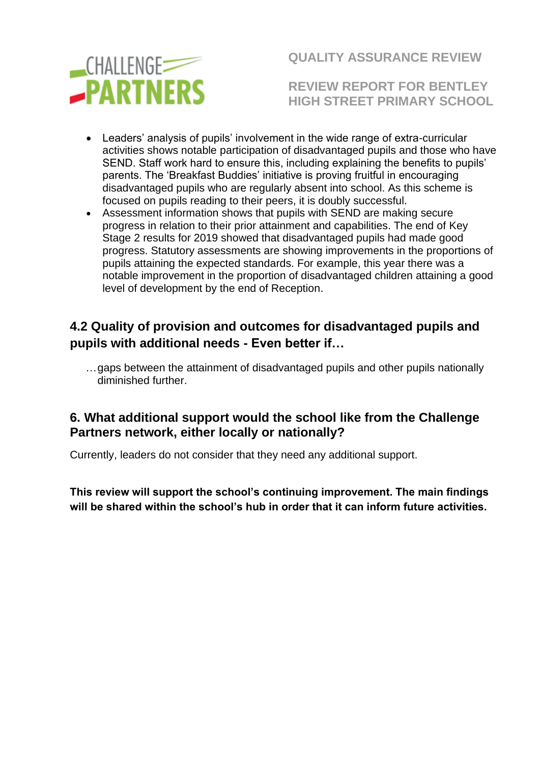- Leaders' analysis of pupils' involvement in the wide range of extra-curricular activities shows notable participation of disadvantaged pupils and those who have SEND. Staff work hard to ensure this, including explaining the benefits to pupils' parents. The 'Breakfast Buddies' initiative is proving fruitful in encouraging disadvantaged pupils who are regularly absent into school. As this scheme is focused on pupils reading to their peers, it is doubly successful.
- Assessment information shows that pupils with SEND are making secure progress in relation to their prior attainment and capabilities. The end of Key Stage 2 results for 2019 showed that disadvantaged pupils had made good progress. Statutory assessments are showing improvements in the proportions of pupils attaining the expected standards. For example, this year there was a notable improvement in the proportion of disadvantaged children attaining a good level of development by the end of Reception.

## 4.2 Quality of provision and outcomes for disadvantaged pupils and pupils with additional needs - Even better if…

…gaps between the attainment of disadvantaged pupils and other pupils nationally diminished further.

## 6. What additional support would the school like from the Challenge Partners network, either locally or nationally?

Currently, leaders do not consider that they need any additional support.

**This review will support the school's continuing improvement. The main findings will be shared within the school's hub in order that it can inform future activities.**